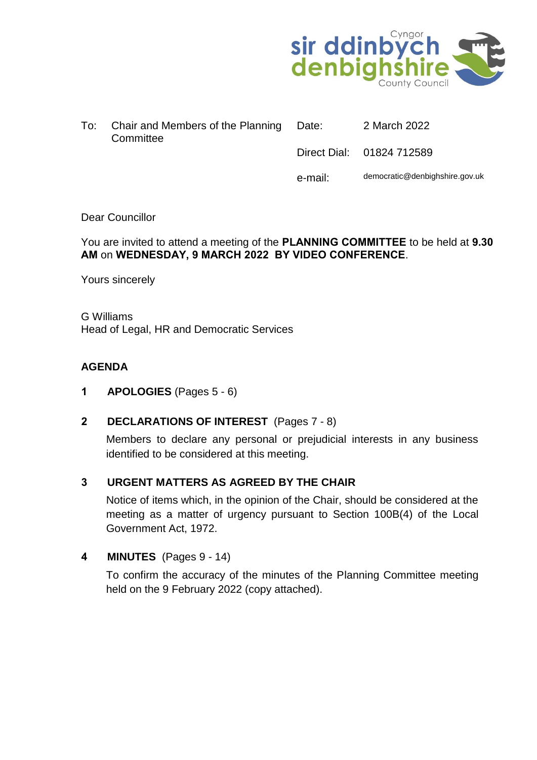Cyngor sir ddinbych denbighshire County Council

| To: | Chair and Members of the Planning Committee | Date: | 2 March 2022 |
|---|---|---|---|
| | | Direct Dial: | 01824 712589 |
| | | e-mail: | democratic@denbighshire.gov.uk |

Dear Councillor

You are invited to attend a meeting of the **PLANNING COMMITTEE** to be held at **9.30 AM** on **WEDNESDAY, 9 MARCH 2022 BY VIDEO CONFERENCE**.

Yours sincerely

G Williams
Head of Legal, HR and Democratic Services

**AGENDA**

**1 APOLOGIES** (Pages 5 - 6)

**2 DECLARATIONS OF INTEREST** (Pages 7 - 8)

Members to declare any personal or prejudicial interests in any business identified to be considered at this meeting.

**3 URGENT MATTERS AS AGREED BY THE CHAIR**

Notice of items which, in the opinion of the Chair, should be considered at the meeting as a matter of urgency pursuant to Section 100B(4) of the Local Government Act, 1972.

**4 MINUTES** (Pages 9 - 14)

To confirm the accuracy of the minutes of the Planning Committee meeting held on the 9 February 2022 (copy attached).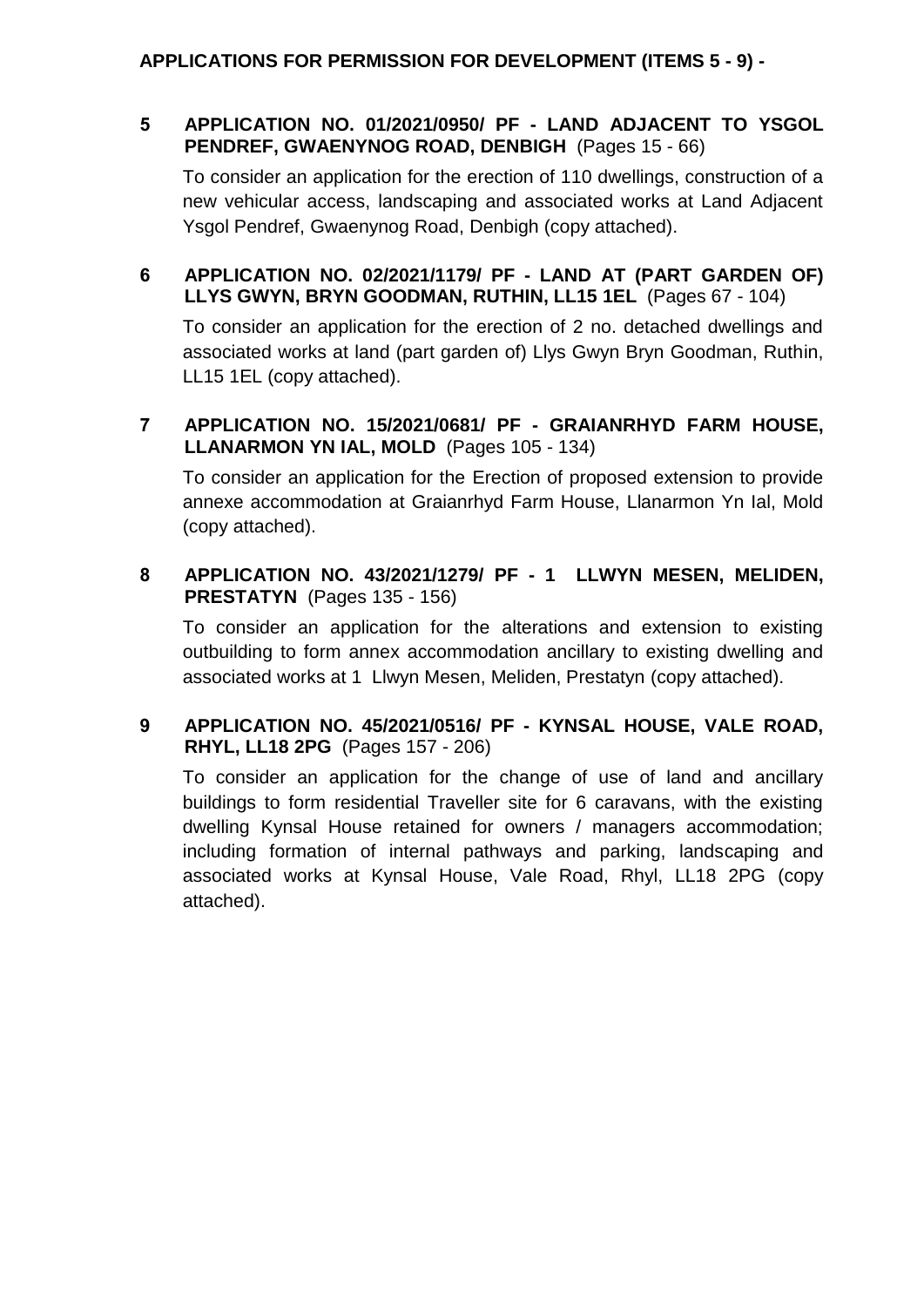**APPLICATIONS FOR PERMISSION FOR DEVELOPMENT (ITEMS 5 - 9) -**

**5 APPLICATION NO. 01/2021/0950/ PF - LAND ADJACENT TO YSGOL PENDREF, GWAENYNOG ROAD, DENBIGH** (Pages 15 - 66)

To consider an application for the erection of 110 dwellings, construction of a new vehicular access, landscaping and associated works at Land Adjacent Ysgol Pendref, Gwaenynog Road, Denbigh (copy attached).

**6 APPLICATION NO. 02/2021/1179/ PF - LAND AT (PART GARDEN OF) LLYS GWYN, BRYN GOODMAN, RUTHIN, LL15 1EL** (Pages 67 - 104)

To consider an application for the erection of 2 no. detached dwellings and associated works at land (part garden of) Llys Gwyn Bryn Goodman, Ruthin, LL15 1EL (copy attached).

**7 APPLICATION NO. 15/2021/0681/ PF - GRAIANRHYD FARM HOUSE, LLANARMON YN IAL, MOLD** (Pages 105 - 134)

To consider an application for the Erection of proposed extension to provide annexe accommodation at Graianrhyd Farm House, Llanarmon Yn Ial, Mold (copy attached).

**8 APPLICATION NO. 43/2021/1279/ PF - 1 LLWYN MESEN, MELIDEN, PRESTATYN** (Pages 135 - 156)

To consider an application for the alterations and extension to existing outbuilding to form annex accommodation ancillary to existing dwelling and associated works at 1 Llwyn Mesen, Meliden, Prestatyn (copy attached).

**9 APPLICATION NO. 45/2021/0516/ PF - KYNSAL HOUSE, VALE ROAD, RHYL, LL18 2PG** (Pages 157 - 206)

To consider an application for the change of use of land and ancillary buildings to form residential Traveller site for 6 caravans, with the existing dwelling Kynsal House retained for owners / managers accommodation; including formation of internal pathways and parking, landscaping and associated works at Kynsal House, Vale Road, Rhyl, LL18 2PG (copy attached).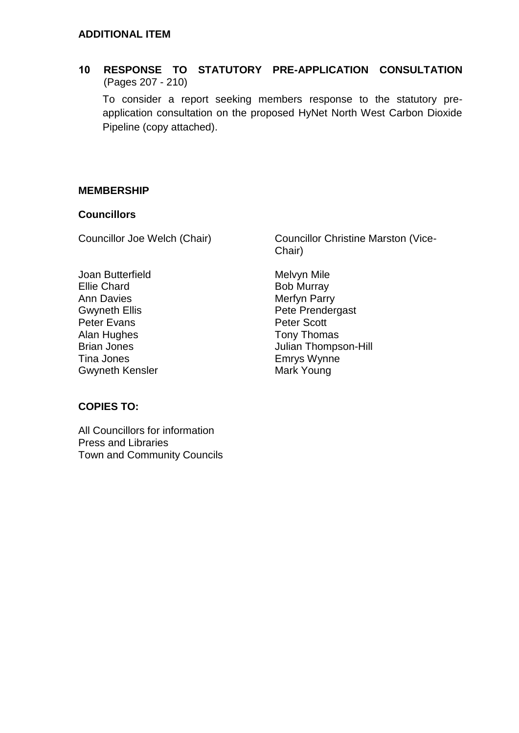**ADDITIONAL ITEM**

**10 RESPONSE TO STATUTORY PRE-APPLICATION CONSULTATION** (Pages 207 - 210)

To consider a report seeking members response to the statutory pre-application consultation on the proposed HyNet North West Carbon Dioxide Pipeline (copy attached).

**MEMBERSHIP**

**Councillors**

Councillor Joe Welch (Chair)

Councillor Christine Marston (Vice-Chair)

Joan Butterfield
Ellie Chard
Ann Davies
Gwyneth Ellis
Peter Evans
Alan Hughes
Brian Jones
Tina Jones
Gwyneth Kensler
Melvyn Mile
Bob Murray
Merfyn Parry
Pete Prendergast
Peter Scott
Tony Thomas
Julian Thompson-Hill
Emrys Wynne
Mark Young

**COPIES TO:**

All Councillors for information
Press and Libraries
Town and Community Councils